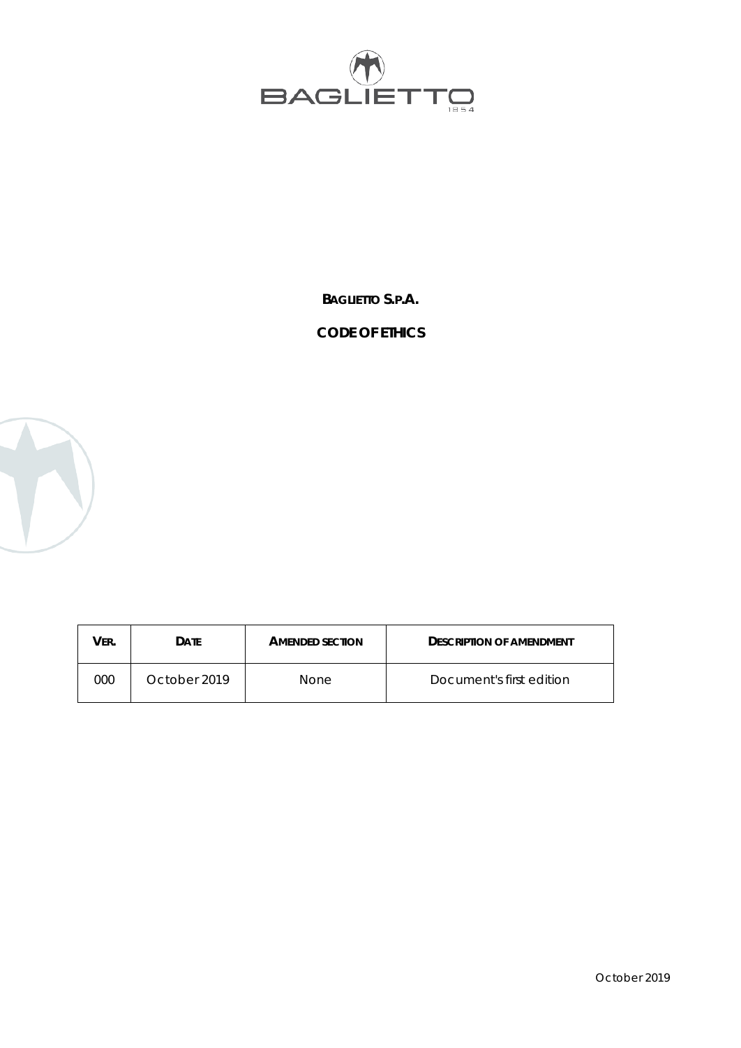**BAGLIETTO S.P.A.**

**CODE OF ETHICS**

| VER. | DATE | AMENDED SECTION | DESCRIPTION OF AMENDMENT |
|---|---|---|---|
| 000 | October 2019 | None | Document's first edition |

October 2019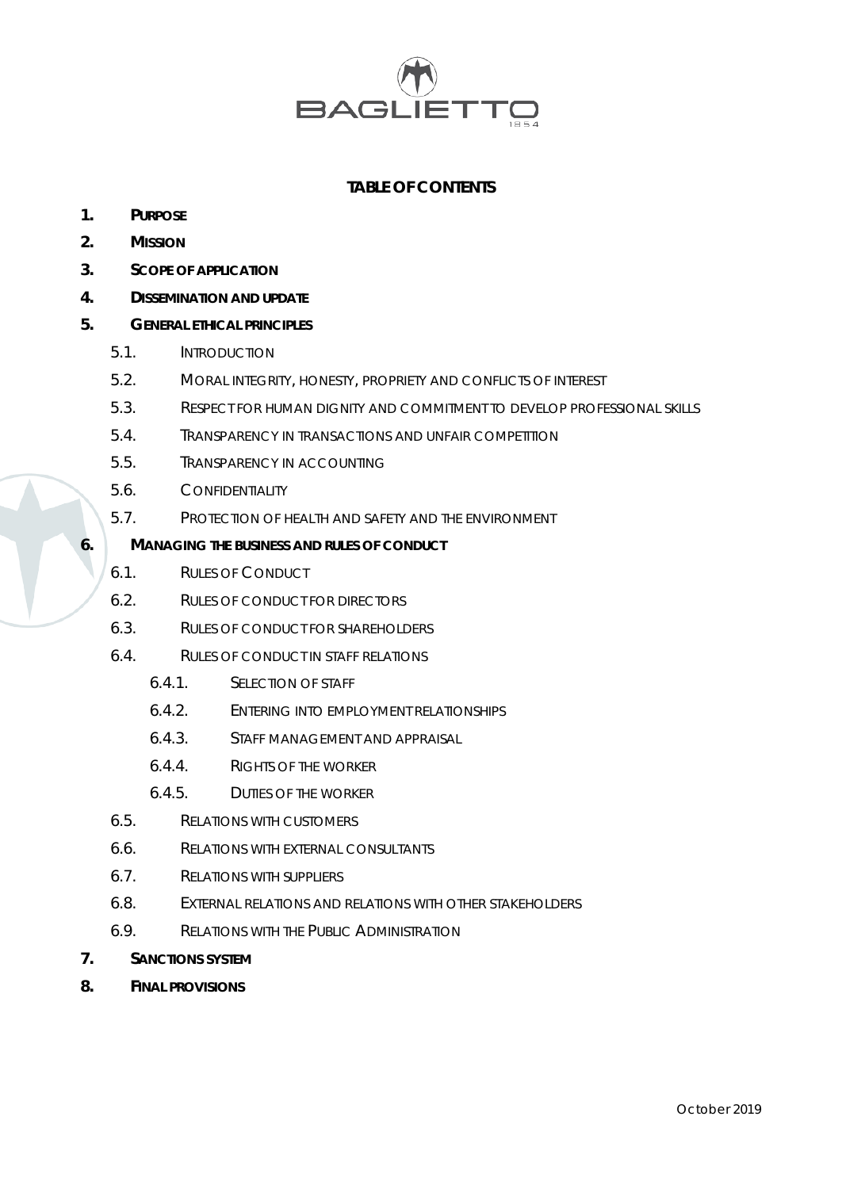## TABLE OF CONTENTS

1. **PURPOSE**
2. **MISSION**
3. **SCOPE OF APPLICATION**
4. **DISSEMINATION AND UPDATE**
5. **GENERAL ETHICAL PRINCIPLES**
   - 5.1. INTRODUCTION
   - 5.2. MORAL INTEGRITY, HONESTY, PROPRIETY AND CONFLICTS OF INTEREST
   - 5.3. RESPECT FOR HUMAN DIGNITY AND COMMITMENT TO DEVELOP PROFESSIONAL SKILLS
   - 5.4. TRANSPARENCY IN TRANSACTIONS AND UNFAIR COMPETITION
   - 5.5. TRANSPARENCY IN ACCOUNTING
   - 5.6. CONFIDENTIALITY
   - 5.7. PROTECTION OF HEALTH AND SAFETY AND THE ENVIRONMENT
6. **MANAGING THE BUSINESS AND RULES OF CONDUCT**
   - 6.1. RULES OF CONDUCT
   - 6.2. RULES OF CONDUCT FOR DIRECTORS
   - 6.3. RULES OF CONDUCT FOR SHAREHOLDERS
   - 6.4. RULES OF CONDUCT IN STAFF RELATIONS
     - 6.4.1. SELECTION OF STAFF
     - 6.4.2. ENTERING INTO EMPLOYMENT RELATIONSHIPS
     - 6.4.3. STAFF MANAGEMENT AND APPRAISAL
     - 6.4.4. RIGHTS OF THE WORKER
     - 6.4.5. DUTIES OF THE WORKER
   - 6.5. RELATIONS WITH CUSTOMERS
   - 6.6. RELATIONS WITH EXTERNAL CONSULTANTS
   - 6.7. RELATIONS WITH SUPPLIERS
   - 6.8. EXTERNAL RELATIONS AND RELATIONS WITH OTHER STAKEHOLDERS
   - 6.9. RELATIONS WITH THE PUBLIC ADMINISTRATION
7. **SANCTIONS SYSTEM**
8. **FINAL PROVISIONS**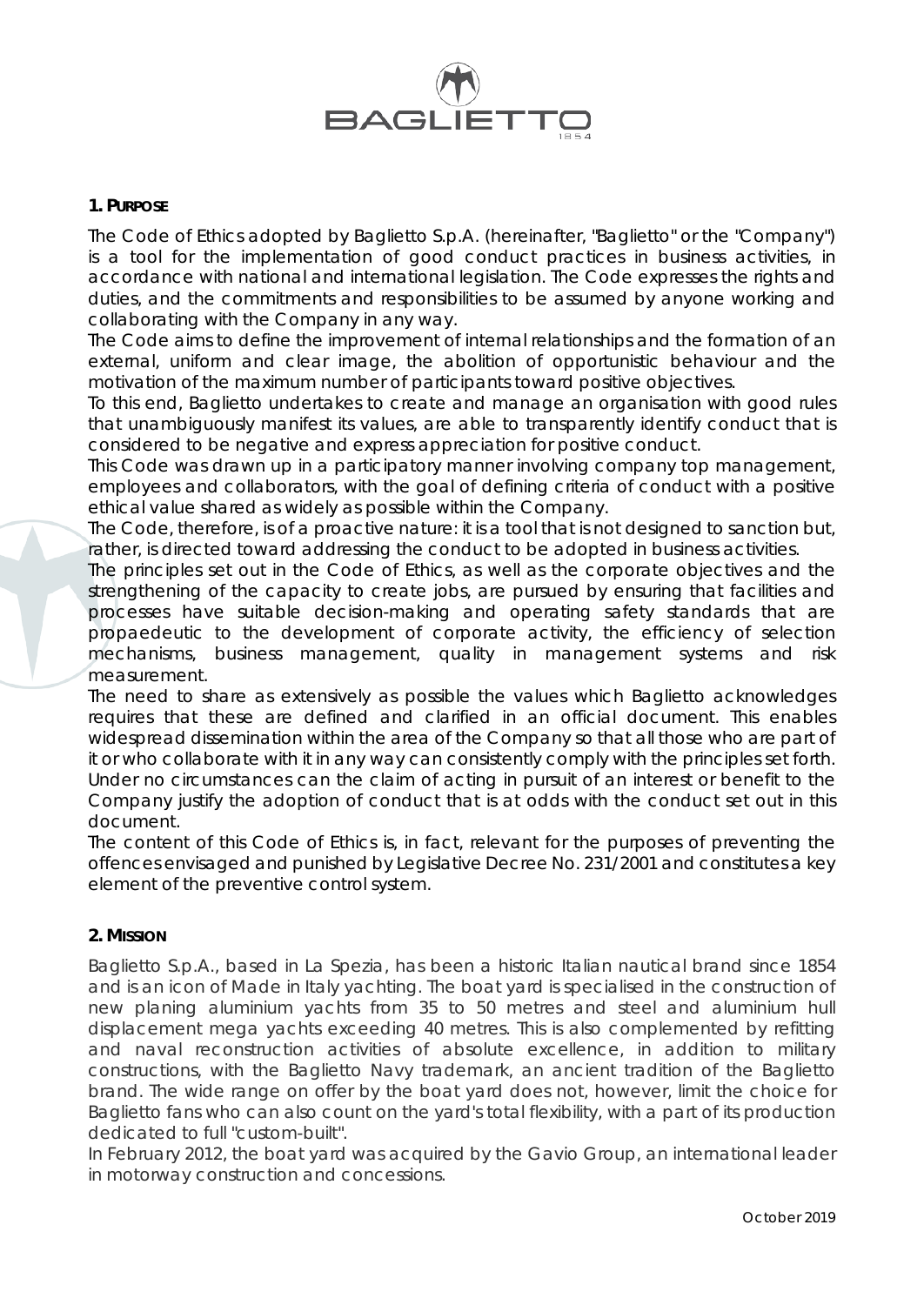## 1. Purpose

The Code of Ethics adopted by Baglietto S.p.A. (hereinafter, "Baglietto" or the "Company") is a tool for the implementation of good conduct practices in business activities, in accordance with national and international legislation. The Code expresses the rights and duties, and the commitments and responsibilities to be assumed by anyone working and collaborating with the Company in any way.

The Code aims to define the improvement of internal relationships and the formation of an external, uniform and clear image, the abolition of opportunistic behaviour and the motivation of the maximum number of participants toward positive objectives.

To this end, Baglietto undertakes to create and manage an organisation with good rules that unambiguously manifest its values, are able to transparently identify conduct that is considered to be negative and express appreciation for positive conduct.

This Code was drawn up in a participatory manner involving company top management, employees and collaborators, with the goal of defining criteria of conduct with a positive ethical value shared as widely as possible within the Company.

The Code, therefore, is of a proactive nature: it is a tool that is not designed to sanction but, rather, is directed toward addressing the conduct to be adopted in business activities.

The principles set out in the Code of Ethics, as well as the corporate objectives and the strengthening of the capacity to create jobs, are pursued by ensuring that facilities and processes have suitable decision-making and operating safety standards that are propaedeutic to the development of corporate activity, the efficiency of selection mechanisms, business management, quality in management systems and risk measurement.

The need to share as extensively as possible the values which Baglietto acknowledges requires that these are defined and clarified in an official document. This enables widespread dissemination within the area of the Company so that all those who are part of it or who collaborate with it in any way can consistently comply with the principles set forth.

Under no circumstances can the claim of acting in pursuit of an interest or benefit to the Company justify the adoption of conduct that is at odds with the conduct set out in this document.

The content of this Code of Ethics is, in fact, relevant for the purposes of preventing the offences envisaged and punished by Legislative Decree No. 231/2001 and constitutes a key element of the preventive control system.

## 2. Mission

Baglietto S.p.A., based in La Spezia, has been a historic Italian nautical brand since 1854 and is an icon of Made in Italy yachting. The boat yard is specialised in the construction of new planing aluminium yachts from 35 to 50 metres and steel and aluminium hull displacement mega yachts exceeding 40 metres. This is also complemented by refitting and naval reconstruction activities of absolute excellence, in addition to military constructions, with the Baglietto Navy trademark, an ancient tradition of the Baglietto brand. The wide range on offer by the boat yard does not, however, limit the choice for Baglietto fans who can also count on the yard's total flexibility, with a part of its production dedicated to full "custom-built".

In February 2012, the boat yard was acquired by the Gavio Group, an international leader in motorway construction and concessions.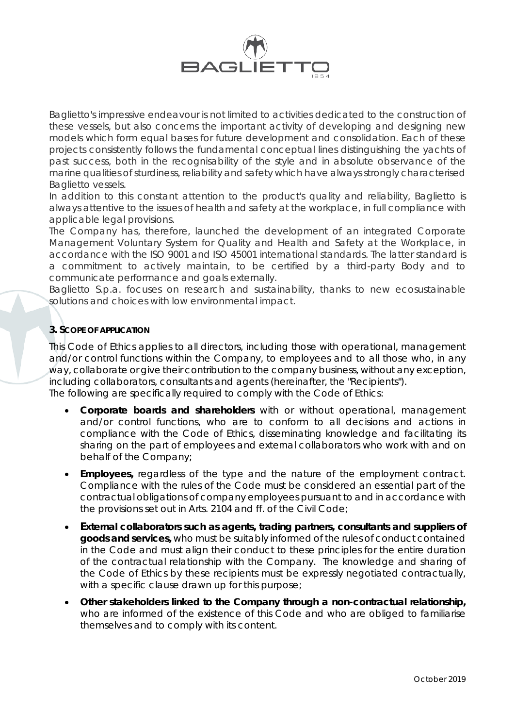Baglietto's impressive endeavour is not limited to activities dedicated to the construction of these vessels, but also concerns the important activity of developing and designing new models which form equal bases for future development and consolidation. Each of these projects consistently follows the fundamental conceptual lines distinguishing the yachts of past success, both in the recognisability of the style and in absolute observance of the marine qualities of sturdiness, reliability and safety which have always strongly characterised Baglietto vessels.

In addition to this constant attention to the product's quality and reliability, Baglietto is always attentive to the issues of health and safety at the workplace, in full compliance with applicable legal provisions.

The Company has, therefore, launched the development of an integrated Corporate Management Voluntary System for Quality and Health and Safety at the Workplace, in accordance with the ISO 9001 and ISO 45001 international standards. The latter standard is a commitment to actively maintain, to be certified by a third-party Body and to communicate performance and goals externally.

Baglietto S.p.a. focuses on research and sustainability, thanks to new ecosustainable solutions and choices with low environmental impact.

### 3. SCOPE OF APPLICATION

This Code of Ethics applies to all directors, including those with operational, management and/or control functions within the Company, to employees and to all those who, in any way, collaborate or give their contribution to the company business, without any exception, including collaborators, consultants and agents (hereinafter, the "Recipients").

The following are specifically required to comply with the Code of Ethics:

- **Corporate boards and shareholders** with or without operational, management and/or control functions, who are to conform to all decisions and actions in compliance with the Code of Ethics, disseminating knowledge and facilitating its sharing on the part of employees and external collaborators who work with and on behalf of the Company;
- **Employees,** regardless of the type and the nature of the employment contract. Compliance with the rules of the Code must be considered an essential part of the contractual obligations of company employees pursuant to and in accordance with the provisions set out in Arts. 2104 and ff. of the Civil Code;
- **External collaborators such as agents, trading partners, consultants and suppliers of goods and services,** who must be suitably informed of the rules of conduct contained in the Code and must align their conduct to these principles for the entire duration of the contractual relationship with the Company. The knowledge and sharing of the Code of Ethics by these recipients must be expressly negotiated contractually, with a specific clause drawn up for this purpose;
- **Other stakeholders linked to the Company through a non-contractual relationship,** who are informed of the existence of this Code and who are obliged to familiarise themselves and to comply with its content.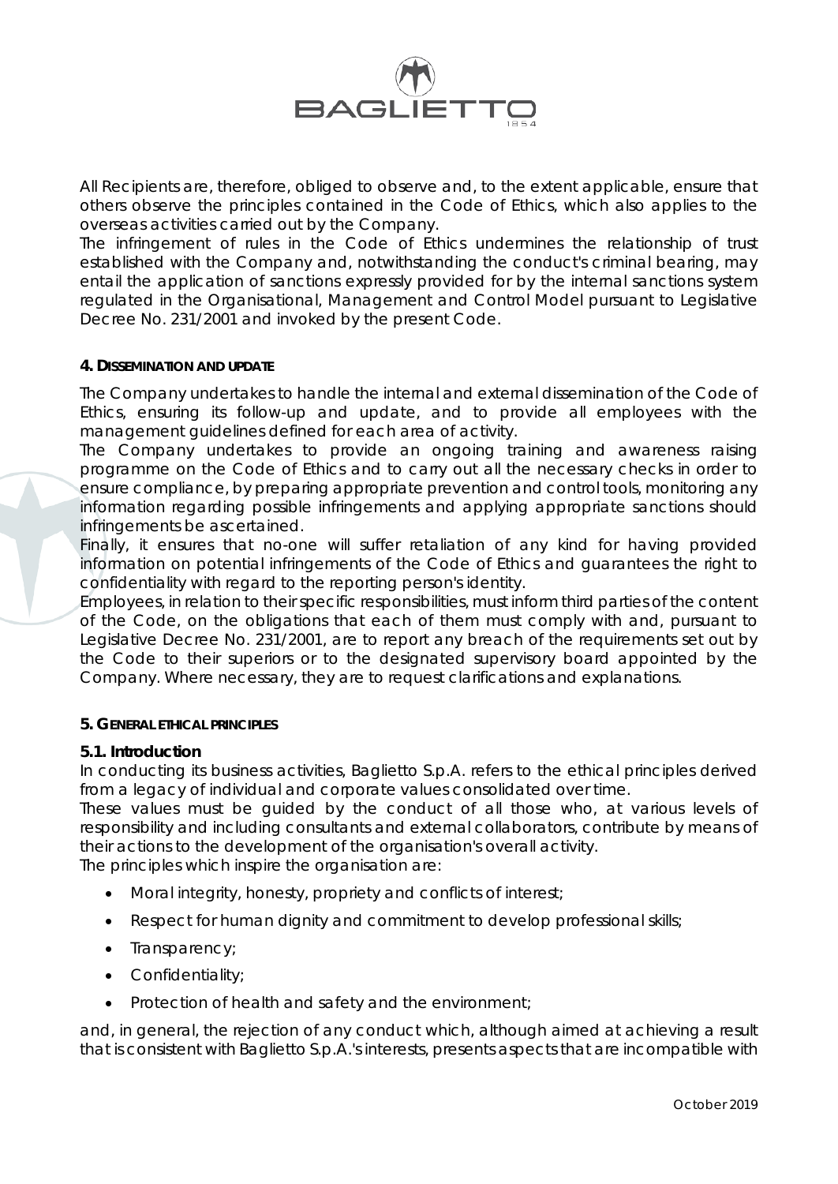All Recipients are, therefore, obliged to observe and, to the extent applicable, ensure that others observe the principles contained in the Code of Ethics, which also applies to the overseas activities carried out by the Company.

The infringement of rules in the Code of Ethics undermines the relationship of trust established with the Company and, notwithstanding the conduct's criminal bearing, may entail the application of sanctions expressly provided for by the internal sanctions system regulated in the Organisational, Management and Control Model pursuant to Legislative Decree No. 231/2001 and invoked by the present Code.

## 4. DISSEMINATION AND UPDATE

The Company undertakes to handle the internal and external dissemination of the Code of Ethics, ensuring its follow-up and update, and to provide all employees with the management guidelines defined for each area of activity.

The Company undertakes to provide an ongoing training and awareness raising programme on the Code of Ethics and to carry out all the necessary checks in order to ensure compliance, by preparing appropriate prevention and control tools, monitoring any information regarding possible infringements and applying appropriate sanctions should infringements be ascertained.

Finally, it ensures that no-one will suffer retaliation of any kind for having provided information on potential infringements of the Code of Ethics and guarantees the right to confidentiality with regard to the reporting person's identity.

Employees, in relation to their specific responsibilities, must inform third parties of the content of the Code, on the obligations that each of them must comply with and, pursuant to Legislative Decree No. 231/2001, are to report any breach of the requirements set out by the Code to their superiors or to the designated supervisory board appointed by the Company. Where necessary, they are to request clarifications and explanations.

## 5. GENERAL ETHICAL PRINCIPLES

### 5.1. Introduction

In conducting its business activities, Baglietto S.p.A. refers to the ethical principles derived from a legacy of individual and corporate values consolidated over time.

These values must be guided by the conduct of all those who, at various levels of responsibility and including consultants and external collaborators, contribute by means of their actions to the development of the organisation's overall activity.

The principles which inspire the organisation are:

- Moral integrity, honesty, propriety and conflicts of interest;
- Respect for human dignity and commitment to develop professional skills;
- Transparency;
- Confidentiality;
- Protection of health and safety and the environment;

and, in general, the rejection of any conduct which, although aimed at achieving a result that is consistent with Baglietto S.p.A.'s interests, presents aspects that are incompatible with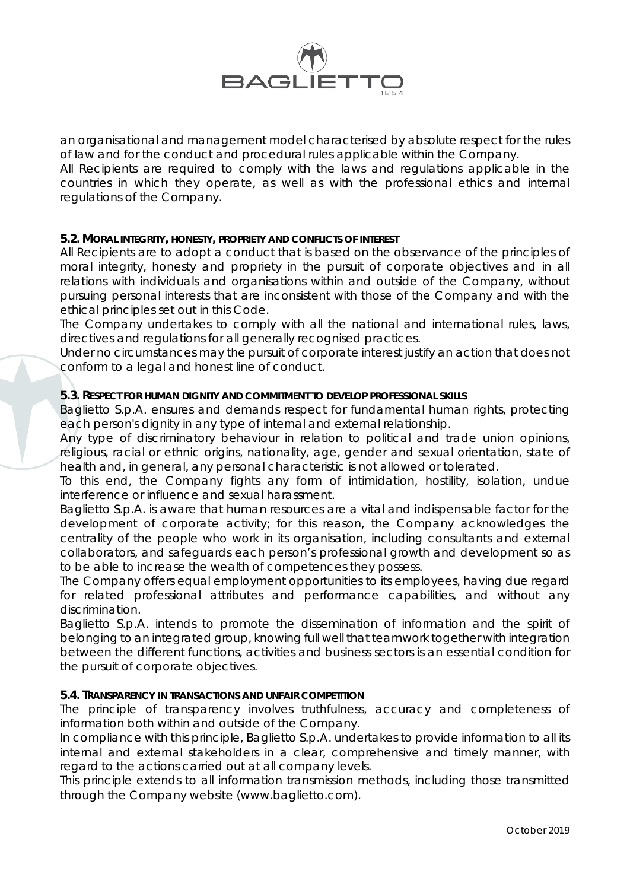an organisational and management model characterised by absolute respect for the rules of law and for the conduct and procedural rules applicable within the Company.
All Recipients are required to comply with the laws and regulations applicable in the countries in which they operate, as well as with the professional ethics and internal regulations of the Company.

### 5.2. MORAL INTEGRITY, HONESTY, PROPRIETY AND CONFLICTS OF INTEREST

All Recipients are to adopt a conduct that is based on the observance of the principles of moral integrity, honesty and propriety in the pursuit of corporate objectives and in all relations with individuals and organisations within and outside of the Company, without pursuing personal interests that are inconsistent with those of the Company and with the ethical principles set out in this Code.
The Company undertakes to comply with all the national and international rules, laws, directives and regulations for all generally recognised practices.
Under no circumstances may the pursuit of corporate interest justify an action that does not conform to a legal and honest line of conduct.

### 5.3. RESPECT FOR HUMAN DIGNITY AND COMMITMENT TO DEVELOP PROFESSIONAL SKILLS

Baglietto S.p.A. ensures and demands respect for fundamental human rights, protecting each person's dignity in any type of internal and external relationship.
Any type of discriminatory behaviour in relation to political and trade union opinions, religious, racial or ethnic origins, nationality, age, gender and sexual orientation, state of health and, in general, any personal characteristic is not allowed or tolerated.
To this end, the Company fights any form of intimidation, hostility, isolation, undue interference or influence and sexual harassment.
Baglietto S.p.A. is aware that human resources are a vital and indispensable factor for the development of corporate activity; for this reason, the Company acknowledges the centrality of the people who work in its organisation, including consultants and external collaborators, and safeguards each person's professional growth and development so as to be able to increase the wealth of competences they possess.
The Company offers equal employment opportunities to its employees, having due regard for related professional attributes and performance capabilities, and without any discrimination.
Baglietto S.p.A. intends to promote the dissemination of information and the spirit of belonging to an integrated group, knowing full well that teamwork together with integration between the different functions, activities and business sectors is an essential condition for the pursuit of corporate objectives.

### 5.4. TRANSPARENCY IN TRANSACTIONS AND UNFAIR COMPETITION

The principle of transparency involves truthfulness, accuracy and completeness of information both within and outside of the Company.
In compliance with this principle, Baglietto S.p.A. undertakes to provide information to all its internal and external stakeholders in a clear, comprehensive and timely manner, with regard to the actions carried out at all company levels.
This principle extends to all information transmission methods, including those transmitted through the Company website (www.baglietto.com).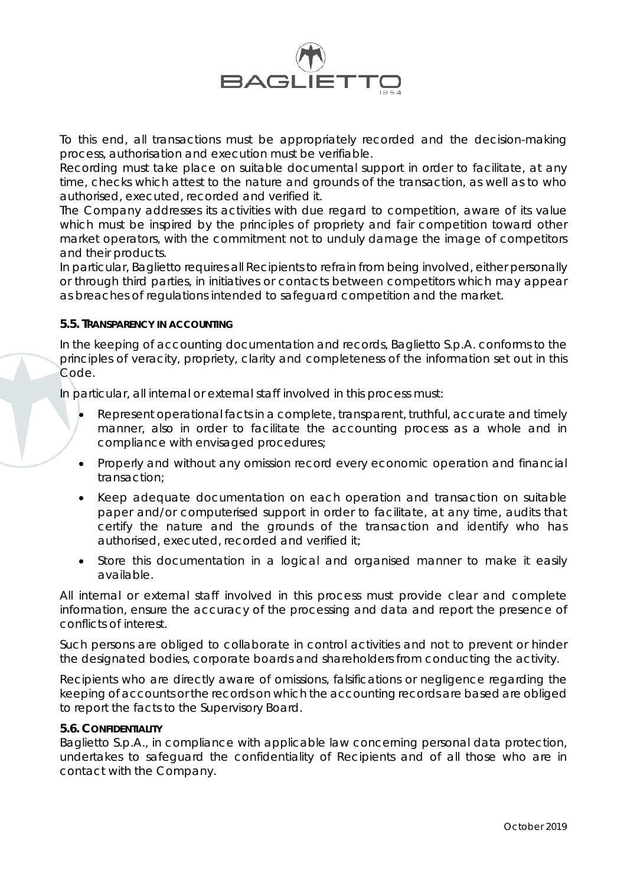To this end, all transactions must be appropriately recorded and the decision-making process, authorisation and execution must be verifiable.
Recording must take place on suitable documental support in order to facilitate, at any time, checks which attest to the nature and grounds of the transaction, as well as to who authorised, executed, recorded and verified it.
The Company addresses its activities with due regard to competition, aware of its value which must be inspired by the principles of propriety and fair competition toward other market operators, with the commitment not to unduly damage the image of competitors and their products.
In particular, Baglietto requires all Recipients to refrain from being involved, either personally or through third parties, in initiatives or contacts between competitors which may appear as breaches of regulations intended to safeguard competition and the market.

### 5.5. TRANSPARENCY IN ACCOUNTING

In the keeping of accounting documentation and records, Baglietto S.p.A. conforms to the principles of veracity, propriety, clarity and completeness of the information set out in this Code.

In particular, all internal or external staff involved in this process must:

- Represent operational facts in a complete, transparent, truthful, accurate and timely manner, also in order to facilitate the accounting process as a whole and in compliance with envisaged procedures;
- Properly and without any omission record every economic operation and financial transaction;
- Keep adequate documentation on each operation and transaction on suitable paper and/or computerised support in order to facilitate, at any time, audits that certify the nature and the grounds of the transaction and identify who has authorised, executed, recorded and verified it;
- Store this documentation in a logical and organised manner to make it easily available.

All internal or external staff involved in this process must provide clear and complete information, ensure the accuracy of the processing and data and report the presence of conflicts of interest.

Such persons are obliged to collaborate in control activities and not to prevent or hinder the designated bodies, corporate boards and shareholders from conducting the activity.

Recipients who are directly aware of omissions, falsifications or negligence regarding the keeping of accounts or the records on which the accounting records are based are obliged to report the facts to the Supervisory Board.

### 5.6. CONFIDENTIALITY

Baglietto S.p.A., in compliance with applicable law concerning personal data protection, undertakes to safeguard the confidentiality of Recipients and of all those who are in contact with the Company.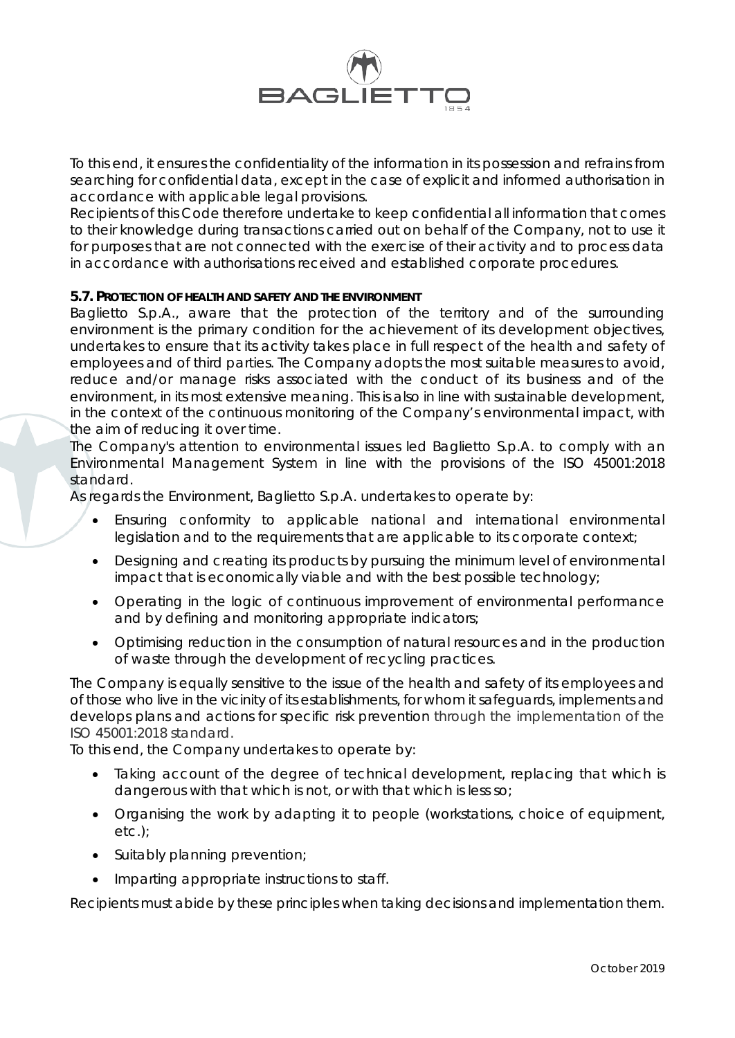To this end, it ensures the confidentiality of the information in its possession and refrains from searching for confidential data, except in the case of explicit and informed authorisation in accordance with applicable legal provisions.

Recipients of this Code therefore undertake to keep confidential all information that comes to their knowledge during transactions carried out on behalf of the Company, not to use it for purposes that are not connected with the exercise of their activity and to process data in accordance with authorisations received and established corporate procedures.

### 5.7. PROTECTION OF HEALTH AND SAFETY AND THE ENVIRONMENT

Baglietto S.p.A., aware that the protection of the territory and of the surrounding environment is the primary condition for the achievement of its development objectives, undertakes to ensure that its activity takes place in full respect of the health and safety of employees and of third parties. The Company adopts the most suitable measures to avoid, reduce and/or manage risks associated with the conduct of its business and of the environment, in its most extensive meaning. This is also in line with sustainable development, in the context of the continuous monitoring of the Company's environmental impact, with the aim of reducing it over time.

The Company's attention to environmental issues led Baglietto S.p.A. to comply with an Environmental Management System in line with the provisions of the ISO 45001:2018 standard.

As regards the Environment, Baglietto S.p.A. undertakes to operate by:

- Ensuring conformity to applicable national and international environmental legislation and to the requirements that are applicable to its corporate context;
- Designing and creating its products by pursuing the minimum level of environmental impact that is economically viable and with the best possible technology;
- Operating in the logic of continuous improvement of environmental performance and by defining and monitoring appropriate indicators;
- Optimising reduction in the consumption of natural resources and in the production of waste through the development of recycling practices.

The Company is equally sensitive to the issue of the health and safety of its employees and of those who live in the vicinity of its establishments, for whom it safeguards, implements and develops plans and actions for specific risk prevention through the implementation of the ISO 45001:2018 standard.

To this end, the Company undertakes to operate by:

- Taking account of the degree of technical development, replacing that which is dangerous with that which is not, or with that which is less so;
- Organising the work by adapting it to people (workstations, choice of equipment, etc.);
- Suitably planning prevention;
- Imparting appropriate instructions to staff.

Recipients must abide by these principles when taking decisions and implementation them.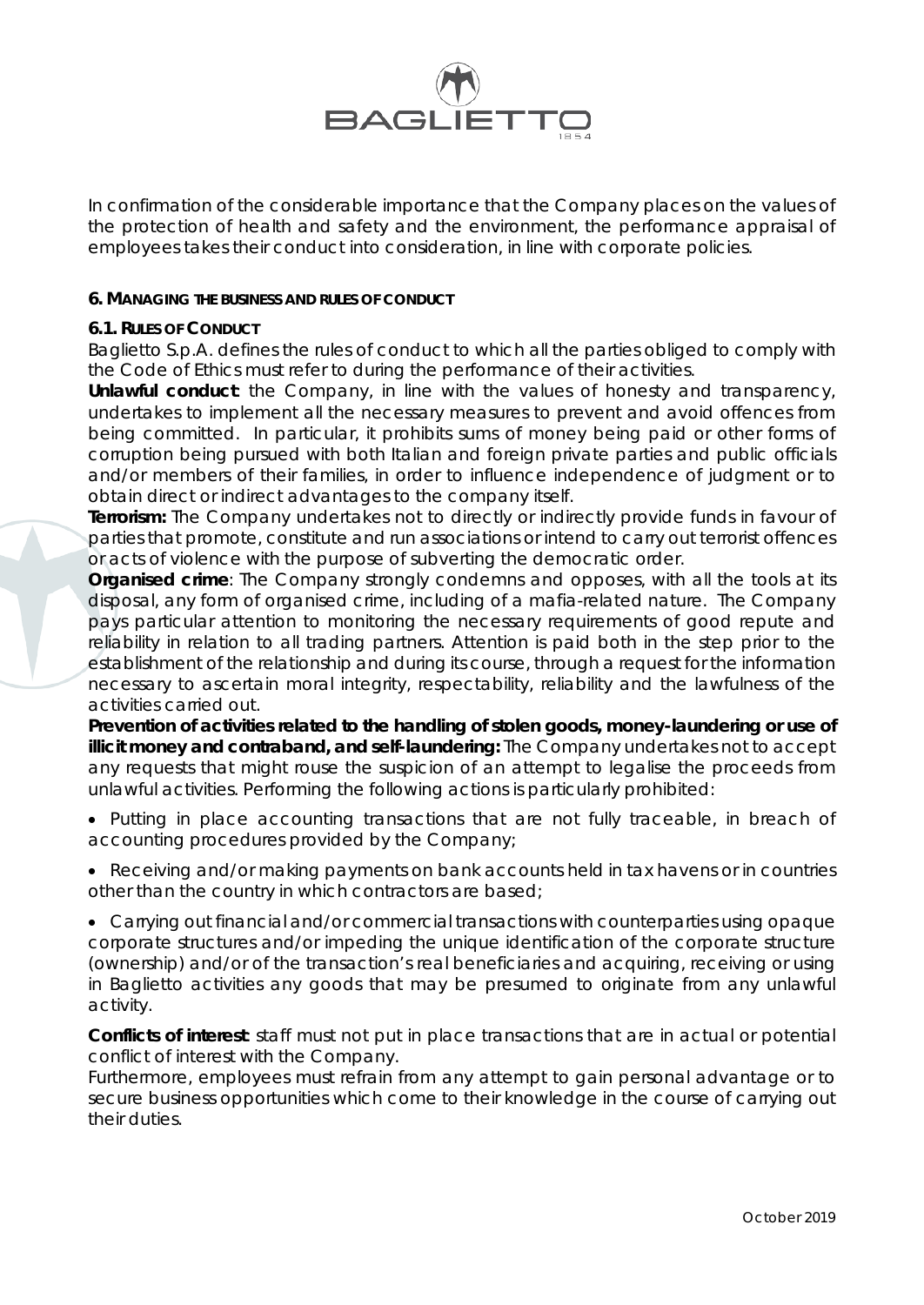In confirmation of the considerable importance that the Company places on the values of the protection of health and safety and the environment, the performance appraisal of employees takes their conduct into consideration, in line with corporate policies.

## 6. MANAGING THE BUSINESS AND RULES OF CONDUCT

### 6.1. RULES OF CONDUCT

Baglietto S.p.A. defines the rules of conduct to which all the parties obliged to comply with the Code of Ethics must refer to during the performance of their activities.

**Unlawful conduct**: the Company, in line with the values of honesty and transparency, undertakes to implement all the necessary measures to prevent and avoid offences from being committed. In particular, it prohibits sums of money being paid or other forms of corruption being pursued with both Italian and foreign private parties and public officials and/or members of their families, in order to influence independence of judgment or to obtain direct or indirect advantages to the company itself.

**Terrorism:** The Company undertakes not to directly or indirectly provide funds in favour of parties that promote, constitute and run associations or intend to carry out terrorist offences or acts of violence with the purpose of subverting the democratic order.

**Organised crime**: The Company strongly condemns and opposes, with all the tools at its disposal, any form of organised crime, including of a mafia-related nature. The Company pays particular attention to monitoring the necessary requirements of good repute and reliability in relation to all trading partners. Attention is paid both in the step prior to the establishment of the relationship and during its course, through a request for the information necessary to ascertain moral integrity, respectability, reliability and the lawfulness of the activities carried out.

**Prevention of activities related to the handling of stolen goods, money-laundering or use of illicit money and contraband, and self-laundering:** The Company undertakes not to accept any requests that might rouse the suspicion of an attempt to legalise the proceeds from unlawful activities. Performing the following actions is particularly prohibited:

- Putting in place accounting transactions that are not fully traceable, in breach of accounting procedures provided by the Company;
- Receiving and/or making payments on bank accounts held in tax havens or in countries other than the country in which contractors are based;
- Carrying out financial and/or commercial transactions with counterparties using opaque corporate structures and/or impeding the unique identification of the corporate structure (ownership) and/or of the transaction's real beneficiaries and acquiring, receiving or using in Baglietto activities any goods that may be presumed to originate from any unlawful activity.

**Conflicts of interest**: staff must not put in place transactions that are in actual or potential conflict of interest with the Company.

Furthermore, employees must refrain from any attempt to gain personal advantage or to secure business opportunities which come to their knowledge in the course of carrying out their duties.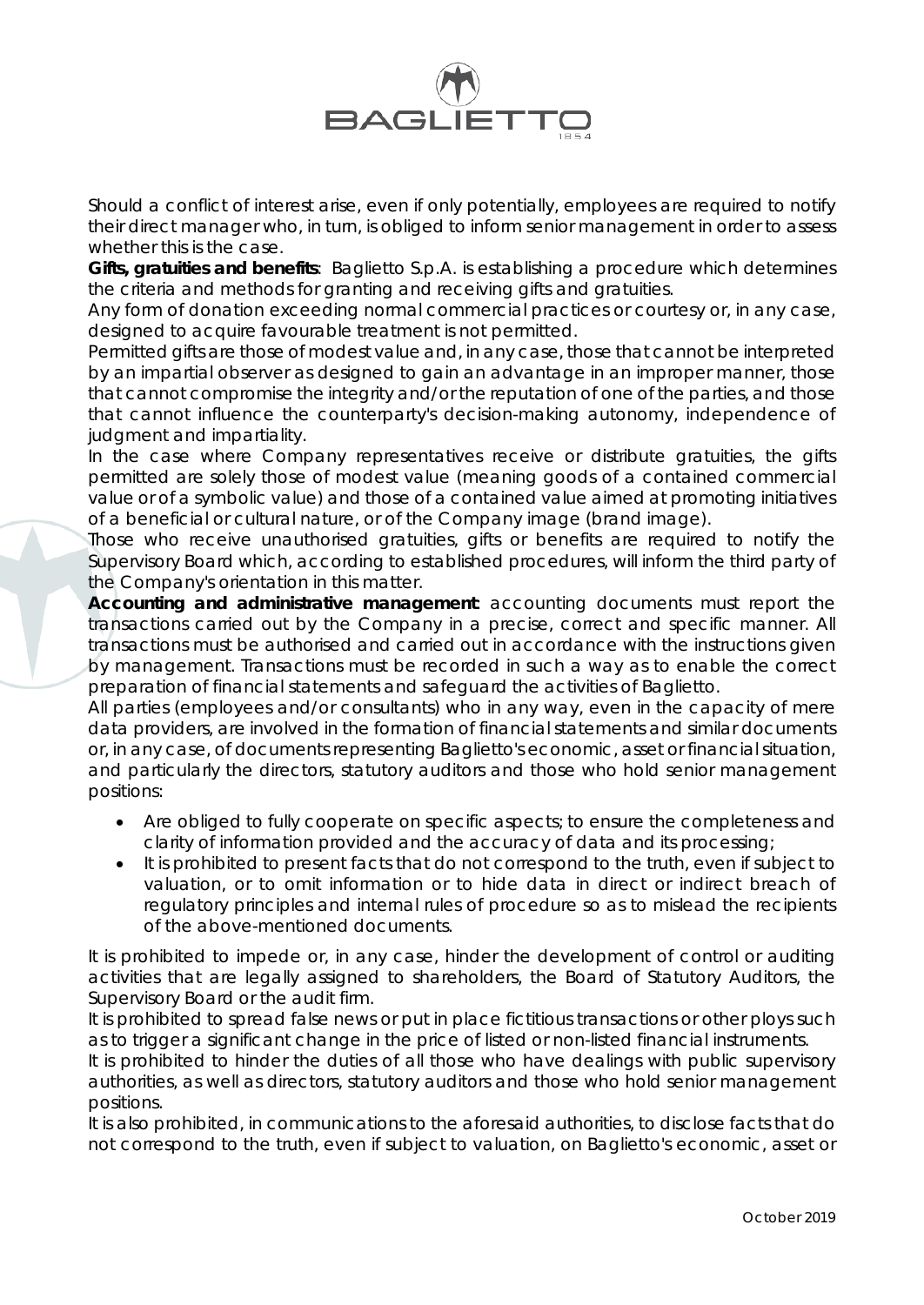Should a conflict of interest arise, even if only potentially, employees are required to notify their direct manager who, in turn, is obliged to inform senior management in order to assess whether this is the case.

**Gifts, gratuities and benefits**: Baglietto S.p.A. is establishing a procedure which determines the criteria and methods for granting and receiving gifts and gratuities.

Any form of donation exceeding normal commercial practices or courtesy or, in any case, designed to acquire favourable treatment is not permitted.

Permitted gifts are those of modest value and, in any case, those that cannot be interpreted by an impartial observer as designed to gain an advantage in an improper manner, those that cannot compromise the integrity and/or the reputation of one of the parties, and those that cannot influence the counterparty's decision-making autonomy, independence of judgment and impartiality.

In the case where Company representatives receive or distribute gratuities, the gifts permitted are solely those of modest value (meaning goods of a contained commercial value or of a symbolic value) and those of a contained value aimed at promoting initiatives of a beneficial or cultural nature, or of the Company image (brand image).

Those who receive unauthorised gratuities, gifts or benefits are required to notify the Supervisory Board which, according to established procedures, will inform the third party of the Company's orientation in this matter.

**Accounting and administrative management**: accounting documents must report the transactions carried out by the Company in a precise, correct and specific manner. All transactions must be authorised and carried out in accordance with the instructions given by management. Transactions must be recorded in such a way as to enable the correct preparation of financial statements and safeguard the activities of Baglietto.

All parties (employees and/or consultants) who in any way, even in the capacity of mere data providers, are involved in the formation of financial statements and similar documents or, in any case, of documents representing Baglietto's economic, asset or financial situation, and particularly the directors, statutory auditors and those who hold senior management positions:

- Are obliged to fully cooperate on specific aspects; to ensure the completeness and clarity of information provided and the accuracy of data and its processing;
- It is prohibited to present facts that do not correspond to the truth, even if subject to valuation, or to omit information or to hide data in direct or indirect breach of regulatory principles and internal rules of procedure so as to mislead the recipients of the above-mentioned documents.

It is prohibited to impede or, in any case, hinder the development of control or auditing activities that are legally assigned to shareholders, the Board of Statutory Auditors, the Supervisory Board or the audit firm.

It is prohibited to spread false news or put in place fictitious transactions or other ploys such as to trigger a significant change in the price of listed or non-listed financial instruments.

It is prohibited to hinder the duties of all those who have dealings with public supervisory authorities, as well as directors, statutory auditors and those who hold senior management positions.

It is also prohibited, in communications to the aforesaid authorities, to disclose facts that do not correspond to the truth, even if subject to valuation, on Baglietto's economic, asset or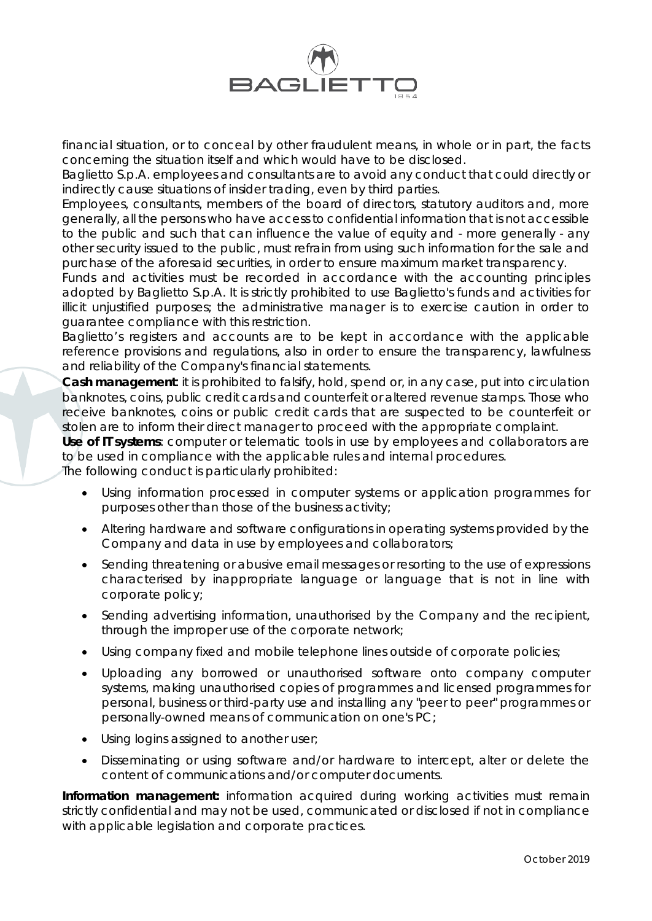financial situation, or to conceal by other fraudulent means, in whole or in part, the facts concerning the situation itself and which would have to be disclosed.

Baglietto S.p.A. employees and consultants are to avoid any conduct that could directly or indirectly cause situations of insider trading, even by third parties.

Employees, consultants, members of the board of directors, statutory auditors and, more generally, all the persons who have access to confidential information that is not accessible to the public and such that can influence the value of equity and - more generally - any other security issued to the public, must refrain from using such information for the sale and purchase of the aforesaid securities, in order to ensure maximum market transparency.

Funds and activities must be recorded in accordance with the accounting principles adopted by Baglietto S.p.A. It is strictly prohibited to use Baglietto's funds and activities for illicit unjustified purposes; the administrative manager is to exercise caution in order to guarantee compliance with this restriction.

Baglietto's registers and accounts are to be kept in accordance with the applicable reference provisions and regulations, also in order to ensure the transparency, lawfulness and reliability of the Company's financial statements.

**Cash management**: it is prohibited to falsify, hold, spend or, in any case, put into circulation banknotes, coins, public credit cards and counterfeit or altered revenue stamps. Those who receive banknotes, coins or public credit cards that are suspected to be counterfeit or stolen are to inform their direct manager to proceed with the appropriate complaint.

**Use of IT systems**: computer or telematic tools in use by employees and collaborators are to be used in compliance with the applicable rules and internal procedures.

The following conduct is particularly prohibited:

- Using information processed in computer systems or application programmes for purposes other than those of the business activity;
- Altering hardware and software configurations in operating systems provided by the Company and data in use by employees and collaborators;
- Sending threatening or abusive email messages or resorting to the use of expressions characterised by inappropriate language or language that is not in line with corporate policy;
- Sending advertising information, unauthorised by the Company and the recipient, through the improper use of the corporate network;
- Using company fixed and mobile telephone lines outside of corporate policies;
- Uploading any borrowed or unauthorised software onto company computer systems, making unauthorised copies of programmes and licensed programmes for personal, business or third-party use and installing any "peer to peer" programmes or personally-owned means of communication on one's PC;
- Using logins assigned to another user;
- Disseminating or using software and/or hardware to intercept, alter or delete the content of communications and/or computer documents.

**Information management:** information acquired during working activities must remain strictly confidential and may not be used, communicated or disclosed if not in compliance with applicable legislation and corporate practices.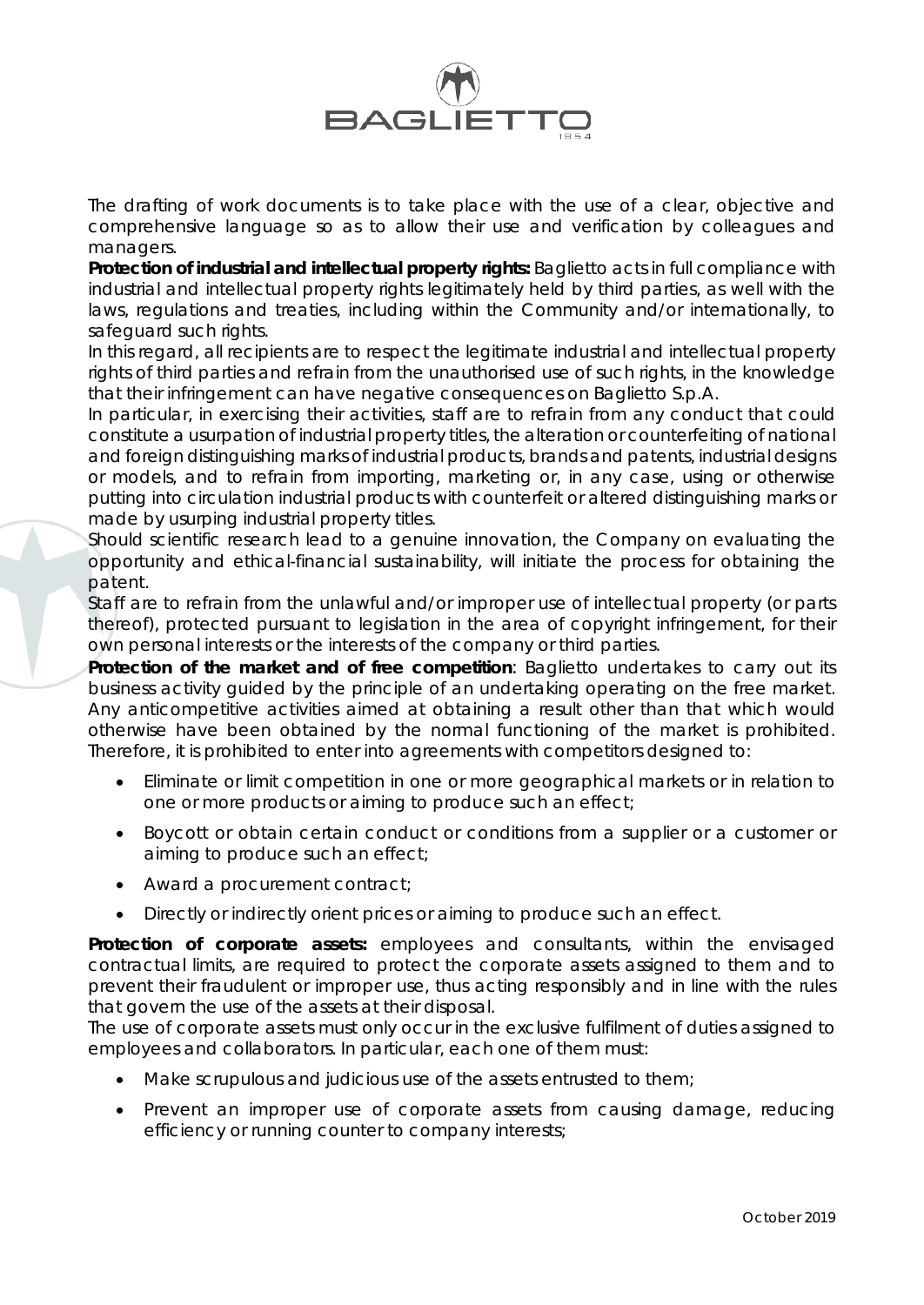The drafting of work documents is to take place with the use of a clear, objective and comprehensive language so as to allow their use and verification by colleagues and managers.

**Protection of industrial and intellectual property rights:** Baglietto acts in full compliance with industrial and intellectual property rights legitimately held by third parties, as well with the laws, regulations and treaties, including within the Community and/or internationally, to safeguard such rights.

In this regard, all recipients are to respect the legitimate industrial and intellectual property rights of third parties and refrain from the unauthorised use of such rights, in the knowledge that their infringement can have negative consequences on Baglietto S.p.A.

In particular, in exercising their activities, staff are to refrain from any conduct that could constitute a usurpation of industrial property titles, the alteration or counterfeiting of national and foreign distinguishing marks of industrial products, brands and patents, industrial designs or models, and to refrain from importing, marketing or, in any case, using or otherwise putting into circulation industrial products with counterfeit or altered distinguishing marks or made by usurping industrial property titles.

Should scientific research lead to a genuine innovation, the Company on evaluating the opportunity and ethical-financial sustainability, will initiate the process for obtaining the patent.

Staff are to refrain from the unlawful and/or improper use of intellectual property (or parts thereof), protected pursuant to legislation in the area of copyright infringement, for their own personal interests or the interests of the company or third parties.

**Protection of the market and of free competition**: Baglietto undertakes to carry out its business activity guided by the principle of an undertaking operating on the free market. Any anticompetitive activities aimed at obtaining a result other than that which would otherwise have been obtained by the normal functioning of the market is prohibited. Therefore, it is prohibited to enter into agreements with competitors designed to:

- Eliminate or limit competition in one or more geographical markets or in relation to one or more products or aiming to produce such an effect;
- Boycott or obtain certain conduct or conditions from a supplier or a customer or aiming to produce such an effect;
- Award a procurement contract;
- Directly or indirectly orient prices or aiming to produce such an effect.

**Protection of corporate assets:** employees and consultants, within the envisaged contractual limits, are required to protect the corporate assets assigned to them and to prevent their fraudulent or improper use, thus acting responsibly and in line with the rules that govern the use of the assets at their disposal.

The use of corporate assets must only occur in the exclusive fulfilment of duties assigned to employees and collaborators. In particular, each one of them must:

- Make scrupulous and judicious use of the assets entrusted to them;
- Prevent an improper use of corporate assets from causing damage, reducing efficiency or running counter to company interests;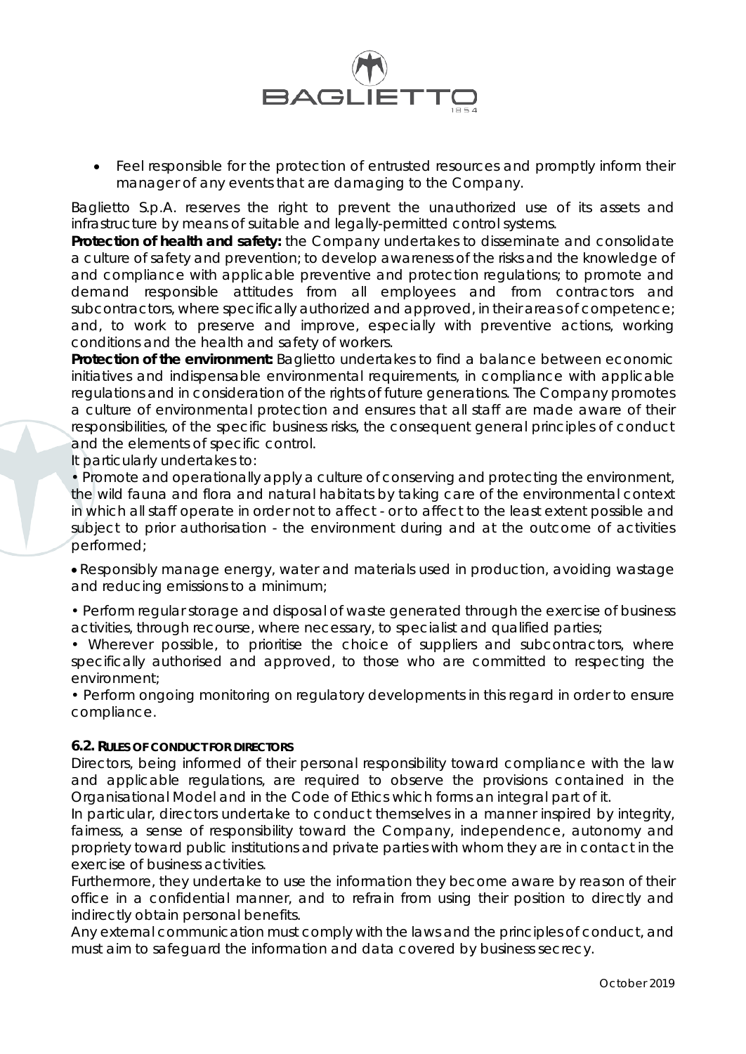- Feel responsible for the protection of entrusted resources and promptly inform their manager of any events that are damaging to the Company.

Baglietto S.p.A. reserves the right to prevent the unauthorized use of its assets and infrastructure by means of suitable and legally-permitted control systems.

**Protection of health and safety:** the Company undertakes to disseminate and consolidate a culture of safety and prevention; to develop awareness of the risks and the knowledge of and compliance with applicable preventive and protection regulations; to promote and demand responsible attitudes from all employees and from contractors and subcontractors, where specifically authorized and approved, in their areas of competence; and, to work to preserve and improve, especially with preventive actions, working conditions and the health and safety of workers.

**Protection of the environment:** Baglietto undertakes to find a balance between economic initiatives and indispensable environmental requirements, in compliance with applicable regulations and in consideration of the rights of future generations. The Company promotes a culture of environmental protection and ensures that all staff are made aware of their responsibilities, of the specific business risks, the consequent general principles of conduct and the elements of specific control.

It particularly undertakes to:

- Promote and operationally apply a culture of conserving and protecting the environment, the wild fauna and flora and natural habitats by taking care of the environmental context in which all staff operate in order not to affect - or to affect to the least extent possible and subject to prior authorisation - the environment during and at the outcome of activities performed;
- Responsibly manage energy, water and materials used in production, avoiding wastage and reducing emissions to a minimum;
- Perform regular storage and disposal of waste generated through the exercise of business activities, through recourse, where necessary, to specialist and qualified parties;
- Wherever possible, to prioritise the choice of suppliers and subcontractors, where specifically authorised and approved, to those who are committed to respecting the environment;
- Perform ongoing monitoring on regulatory developments in this regard in order to ensure compliance.

### 6.2. Rules of conduct for directors

Directors, being informed of their personal responsibility toward compliance with the law and applicable regulations, are required to observe the provisions contained in the Organisational Model and in the Code of Ethics which forms an integral part of it.

In particular, directors undertake to conduct themselves in a manner inspired by integrity, fairness, a sense of responsibility toward the Company, independence, autonomy and propriety toward public institutions and private parties with whom they are in contact in the exercise of business activities.

Furthermore, they undertake to use the information they become aware by reason of their office in a confidential manner, and to refrain from using their position to directly and indirectly obtain personal benefits.

Any external communication must comply with the laws and the principles of conduct, and must aim to safeguard the information and data covered by business secrecy.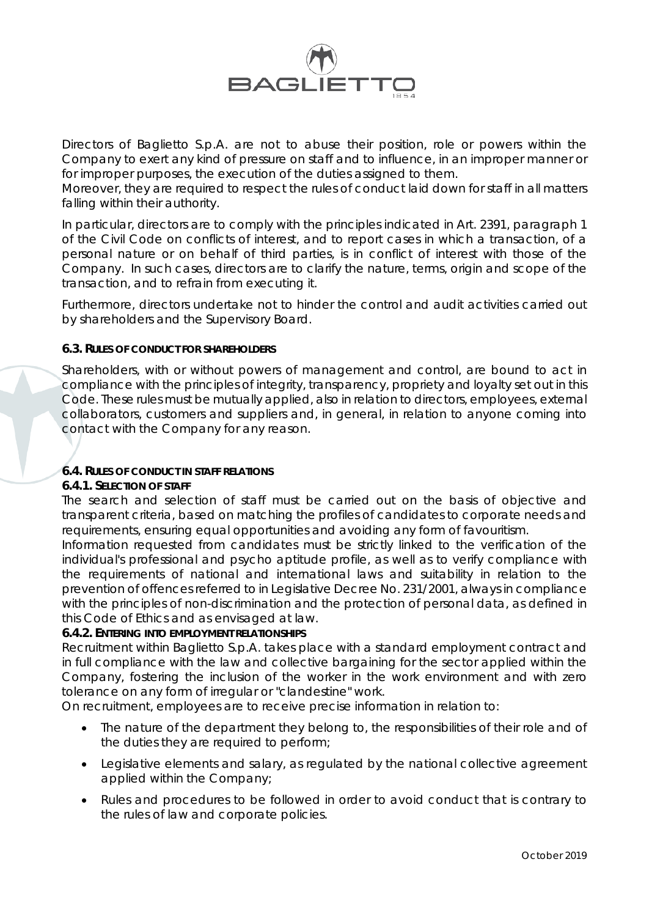Directors of Baglietto S.p.A. are not to abuse their position, role or powers within the Company to exert any kind of pressure on staff and to influence, in an improper manner or for improper purposes, the execution of the duties assigned to them.
Moreover, they are required to respect the rules of conduct laid down for staff in all matters falling within their authority.

In particular, directors are to comply with the principles indicated in Art. 2391, paragraph 1 of the Civil Code on conflicts of interest, and to report cases in which a transaction, of a personal nature or on behalf of third parties, is in conflict of interest with those of the Company. In such cases, directors are to clarify the nature, terms, origin and scope of the transaction, and to refrain from executing it.

Furthermore, directors undertake not to hinder the control and audit activities carried out by shareholders and the Supervisory Board.

### 6.3. RULES OF CONDUCT FOR SHAREHOLDERS

Shareholders, with or without powers of management and control, are bound to act in compliance with the principles of integrity, transparency, propriety and loyalty set out in this Code. These rules must be mutually applied, also in relation to directors, employees, external collaborators, customers and suppliers and, in general, in relation to anyone coming into contact with the Company for any reason.

### 6.4. RULES OF CONDUCT IN STAFF RELATIONS

#### 6.4.1. SELECTION OF STAFF

The search and selection of staff must be carried out on the basis of objective and transparent criteria, based on matching the profiles of candidates to corporate needs and requirements, ensuring equal opportunities and avoiding any form of favouritism.
Information requested from candidates must be strictly linked to the verification of the individual's professional and psycho aptitude profile, as well as to verify compliance with the requirements of national and international laws and suitability in relation to the prevention of offences referred to in Legislative Decree No. 231/2001, always in compliance with the principles of non-discrimination and the protection of personal data, as defined in this Code of Ethics and as envisaged at law.

#### 6.4.2. ENTERING INTO EMPLOYMENT RELATIONSHIPS

Recruitment within Baglietto S.p.A. takes place with a standard employment contract and in full compliance with the law and collective bargaining for the sector applied within the Company, fostering the inclusion of the worker in the work environment and with zero tolerance on any form of irregular or "clandestine" work.
On recruitment, employees are to receive precise information in relation to:

- The nature of the department they belong to, the responsibilities of their role and of the duties they are required to perform;
- Legislative elements and salary, as regulated by the national collective agreement applied within the Company;
- Rules and procedures to be followed in order to avoid conduct that is contrary to the rules of law and corporate policies.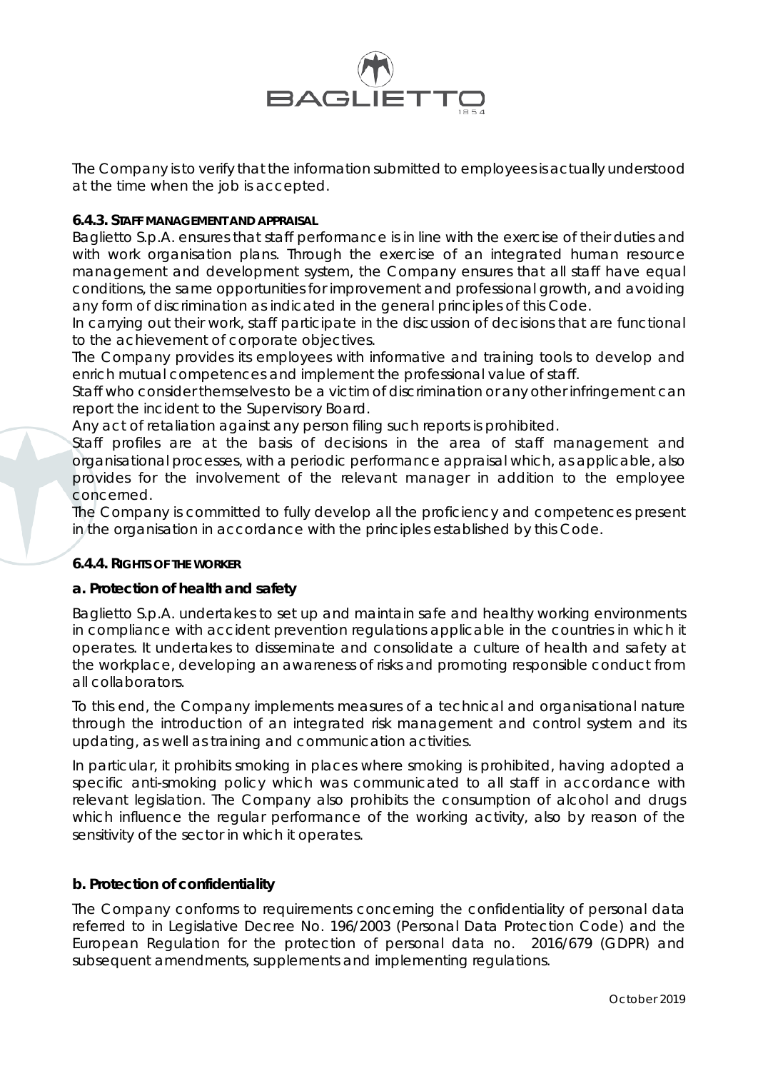The Company is to verify that the information submitted to employees is actually understood at the time when the job is accepted.

#### 6.4.3. STAFF MANAGEMENT AND APPRAISAL

Baglietto S.p.A. ensures that staff performance is in line with the exercise of their duties and with work organisation plans. Through the exercise of an integrated human resource management and development system, the Company ensures that all staff have equal conditions, the same opportunities for improvement and professional growth, and avoiding any form of discrimination as indicated in the general principles of this Code.

In carrying out their work, staff participate in the discussion of decisions that are functional to the achievement of corporate objectives.

The Company provides its employees with informative and training tools to develop and enrich mutual competences and implement the professional value of staff.

Staff who consider themselves to be a victim of discrimination or any other infringement can report the incident to the Supervisory Board.

Any act of retaliation against any person filing such reports is prohibited.

Staff profiles are at the basis of decisions in the area of staff management and organisational processes, with a periodic performance appraisal which, as applicable, also provides for the involvement of the relevant manager in addition to the employee concerned.

The Company is committed to fully develop all the proficiency and competences present in the organisation in accordance with the principles established by this Code.

#### 6.4.4. RIGHTS OF THE WORKER

**a. Protection of health and safety**

Baglietto S.p.A. undertakes to set up and maintain safe and healthy working environments in compliance with accident prevention regulations applicable in the countries in which it operates. It undertakes to disseminate and consolidate a culture of health and safety at the workplace, developing an awareness of risks and promoting responsible conduct from all collaborators.

To this end, the Company implements measures of a technical and organisational nature through the introduction of an integrated risk management and control system and its updating, as well as training and communication activities.

In particular, it prohibits smoking in places where smoking is prohibited, having adopted a specific anti-smoking policy which was communicated to all staff in accordance with relevant legislation. The Company also prohibits the consumption of alcohol and drugs which influence the regular performance of the working activity, also by reason of the sensitivity of the sector in which it operates.

**b. Protection of confidentiality**

The Company conforms to requirements concerning the confidentiality of personal data referred to in Legislative Decree No. 196/2003 (Personal Data Protection Code) and the European Regulation for the protection of personal data no. 2016/679 (GDPR) and subsequent amendments, supplements and implementing regulations.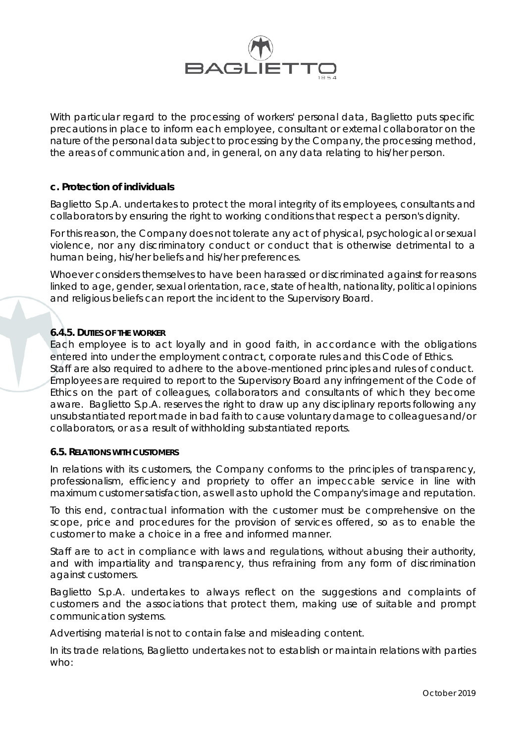With particular regard to the processing of workers' personal data, Baglietto puts specific precautions in place to inform each employee, consultant or external collaborator on the nature of the personal data subject to processing by the Company, the processing method, the areas of communication and, in general, on any data relating to his/her person.

#### c. Protection of individuals

Baglietto S.p.A. undertakes to protect the moral integrity of its employees, consultants and collaborators by ensuring the right to working conditions that respect a person's dignity.

For this reason, the Company does not tolerate any act of physical, psychological or sexual violence, nor any discriminatory conduct or conduct that is otherwise detrimental to a human being, his/her beliefs and his/her preferences.

Whoever considers themselves to have been harassed or discriminated against for reasons linked to age, gender, sexual orientation, race, state of health, nationality, political opinions and religious beliefs can report the incident to the Supervisory Board.

### 6.4.5. Duties of the worker

Each employee is to act loyally and in good faith, in accordance with the obligations entered into under the employment contract, corporate rules and this Code of Ethics. Staff are also required to adhere to the above-mentioned principles and rules of conduct. Employees are required to report to the Supervisory Board any infringement of the Code of Ethics on the part of colleagues, collaborators and consultants of which they become aware. Baglietto S.p.A. reserves the right to draw up any disciplinary reports following any unsubstantiated report made in bad faith to cause voluntary damage to colleagues and/or collaborators, or as a result of withholding substantiated reports.

### 6.5. Relations with customers

In relations with its customers, the Company conforms to the principles of transparency, professionalism, efficiency and propriety to offer an impeccable service in line with maximum customer satisfaction, as well as to uphold the Company's image and reputation.

To this end, contractual information with the customer must be comprehensive on the scope, price and procedures for the provision of services offered, so as to enable the customer to make a choice in a free and informed manner.

Staff are to act in compliance with laws and regulations, without abusing their authority, and with impartiality and transparency, thus refraining from any form of discrimination against customers.

Baglietto S.p.A. undertakes to always reflect on the suggestions and complaints of customers and the associations that protect them, making use of suitable and prompt communication systems.

Advertising material is not to contain false and misleading content.

In its trade relations, Baglietto undertakes not to establish or maintain relations with parties who: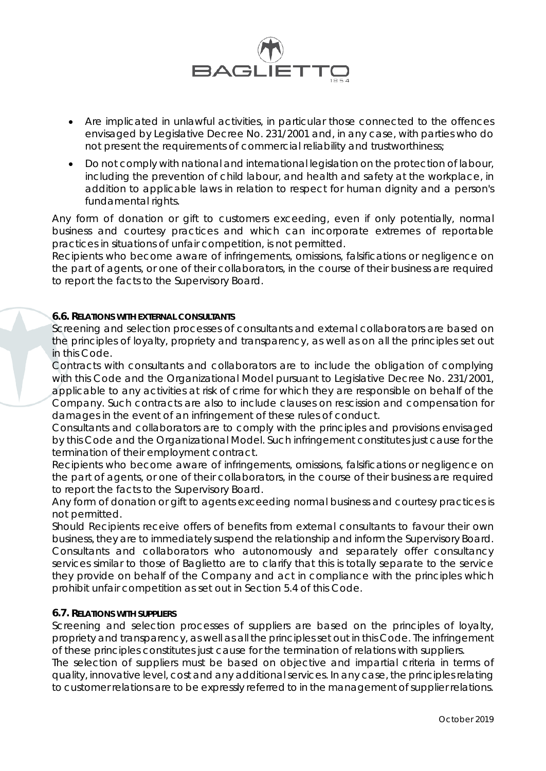- Are implicated in unlawful activities, in particular those connected to the offences envisaged by Legislative Decree No. 231/2001 and, in any case, with parties who do not present the requirements of commercial reliability and trustworthiness;
- Do not comply with national and international legislation on the protection of labour, including the prevention of child labour, and health and safety at the workplace, in addition to applicable laws in relation to respect for human dignity and a person's fundamental rights.

Any form of donation or gift to customers exceeding, even if only potentially, normal business and courtesy practices and which can incorporate extremes of reportable practices in situations of unfair competition, is not permitted.

Recipients who become aware of infringements, omissions, falsifications or negligence on the part of agents, or one of their collaborators, in the course of their business are required to report the facts to the Supervisory Board.

### 6.6. Relations with external consultants

Screening and selection processes of consultants and external collaborators are based on the principles of loyalty, propriety and transparency, as well as on all the principles set out in this Code.

Contracts with consultants and collaborators are to include the obligation of complying with this Code and the Organizational Model pursuant to Legislative Decree No. 231/2001, applicable to any activities at risk of crime for which they are responsible on behalf of the Company. Such contracts are also to include clauses on rescission and compensation for damages in the event of an infringement of these rules of conduct.

Consultants and collaborators are to comply with the principles and provisions envisaged by this Code and the Organizational Model. Such infringement constitutes just cause for the termination of their employment contract.

Recipients who become aware of infringements, omissions, falsifications or negligence on the part of agents, or one of their collaborators, in the course of their business are required to report the facts to the Supervisory Board.

Any form of donation or gift to agents exceeding normal business and courtesy practices is not permitted.

Should Recipients receive offers of benefits from external consultants to favour their own business, they are to immediately suspend the relationship and inform the Supervisory Board.

Consultants and collaborators who autonomously and separately offer consultancy services similar to those of Baglietto are to clarify that this is totally separate to the service they provide on behalf of the Company and act in compliance with the principles which prohibit unfair competition as set out in Section 5.4 of this Code.

### 6.7. Relations with suppliers

Screening and selection processes of suppliers are based on the principles of loyalty, propriety and transparency, as well as all the principles set out in this Code. The infringement of these principles constitutes just cause for the termination of relations with suppliers.

The selection of suppliers must be based on objective and impartial criteria in terms of quality, innovative level, cost and any additional services. In any case, the principles relating to customer relations are to be expressly referred to in the management of supplier relations.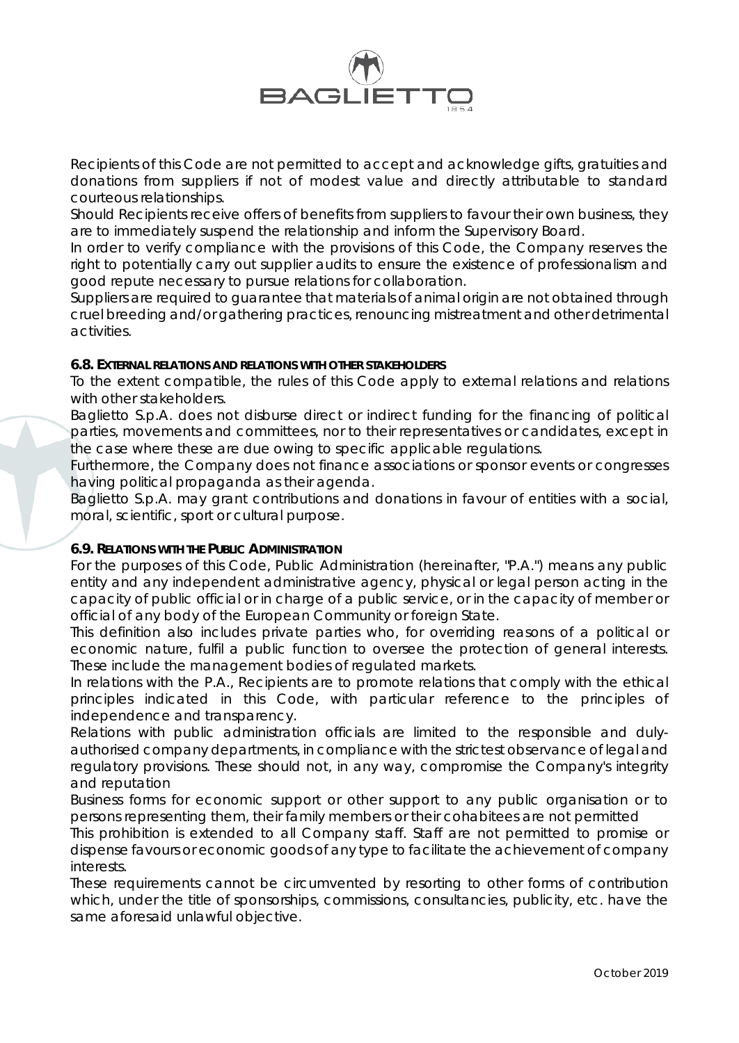Recipients of this Code are not permitted to accept and acknowledge gifts, gratuities and donations from suppliers if not of modest value and directly attributable to standard courteous relationships.

Should Recipients receive offers of benefits from suppliers to favour their own business, they are to immediately suspend the relationship and inform the Supervisory Board.

In order to verify compliance with the provisions of this Code, the Company reserves the right to potentially carry out supplier audits to ensure the existence of professionalism and good repute necessary to pursue relations for collaboration.

Suppliers are required to guarantee that materials of animal origin are not obtained through cruel breeding and/or gathering practices, renouncing mistreatment and other detrimental activities.

### 6.8. EXTERNAL RELATIONS AND RELATIONS WITH OTHER STAKEHOLDERS

To the extent compatible, the rules of this Code apply to external relations and relations with other stakeholders.

Baglietto S.p.A. does not disburse direct or indirect funding for the financing of political parties, movements and committees, nor to their representatives or candidates, except in the case where these are due owing to specific applicable regulations.

Furthermore, the Company does not finance associations or sponsor events or congresses having political propaganda as their agenda.

Baglietto S.p.A. may grant contributions and donations in favour of entities with a social, moral, scientific, sport or cultural purpose.

### 6.9. RELATIONS WITH THE PUBLIC ADMINISTRATION

For the purposes of this Code, Public Administration (hereinafter, "P.A.") means any public entity and any independent administrative agency, physical or legal person acting in the capacity of public official or in charge of a public service, or in the capacity of member or official of any body of the European Community or foreign State.

This definition also includes private parties who, for overriding reasons of a political or economic nature, fulfil a public function to oversee the protection of general interests. These include the management bodies of regulated markets.

In relations with the P.A., Recipients are to promote relations that comply with the ethical principles indicated in this Code, with particular reference to the principles of independence and transparency.

Relations with public administration officials are limited to the responsible and duly-authorised company departments, in compliance with the strictest observance of legal and regulatory provisions. These should not, in any way, compromise the Company's integrity and reputation

Business forms for economic support or other support to any public organisation or to persons representing them, their family members or their cohabitees are not permitted

This prohibition is extended to all Company staff. Staff are not permitted to promise or dispense favours or economic goods of any type to facilitate the achievement of company interests.

These requirements cannot be circumvented by resorting to other forms of contribution which, under the title of sponsorships, commissions, consultancies, publicity, etc. have the same aforesaid unlawful objective.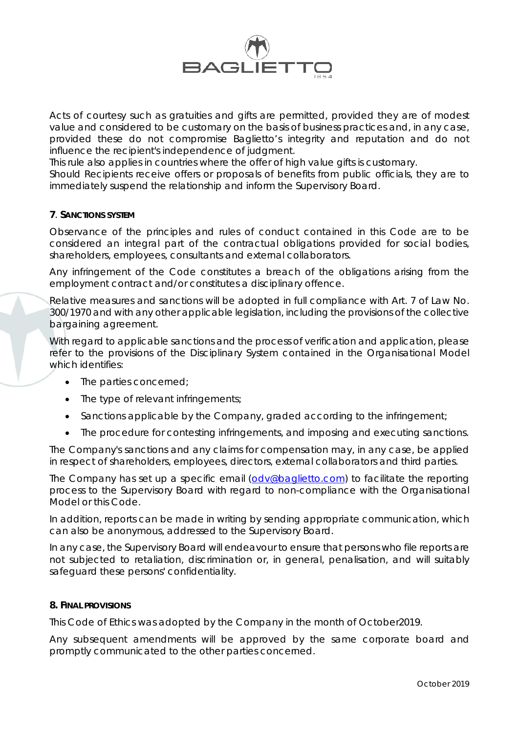Acts of courtesy such as gratuities and gifts are permitted, provided they are of modest value and considered to be customary on the basis of business practices and, in any case, provided these do not compromise Baglietto's integrity and reputation and do not influence the recipient's independence of judgment.
This rule also applies in countries where the offer of high value gifts is customary.
Should Recipients receive offers or proposals of benefits from public officials, they are to immediately suspend the relationship and inform the Supervisory Board.

## 7. SANCTIONS SYSTEM

Observance of the principles and rules of conduct contained in this Code are to be considered an integral part of the contractual obligations provided for social bodies, shareholders, employees, consultants and external collaborators.

Any infringement of the Code constitutes a breach of the obligations arising from the employment contract and/or constitutes a disciplinary offence.

Relative measures and sanctions will be adopted in full compliance with Art. 7 of Law No. 300/1970 and with any other applicable legislation, including the provisions of the collective bargaining agreement.

With regard to applicable sanctions and the process of verification and application, please refer to the provisions of the Disciplinary System contained in the Organisational Model which identifies:

- The parties concerned;
- The type of relevant infringements;
- Sanctions applicable by the Company, graded according to the infringement;
- The procedure for contesting infringements, and imposing and executing sanctions.

The Company's sanctions and any claims for compensation may, in any case, be applied in respect of shareholders, employees, directors, external collaborators and third parties.

The Company has set up a specific email (odv@baglietto.com) to facilitate the reporting process to the Supervisory Board with regard to non-compliance with the Organisational Model or this Code.

In addition, reports can be made in writing by sending appropriate communication, which can also be anonymous, addressed to the Supervisory Board.

In any case, the Supervisory Board will endeavour to ensure that persons who file reports are not subjected to retaliation, discrimination or, in general, penalisation, and will suitably safeguard these persons' confidentiality.

## 8. FINAL PROVISIONS

This Code of Ethics was adopted by the Company in the month of October2019.

Any subsequent amendments will be approved by the same corporate board and promptly communicated to the other parties concerned.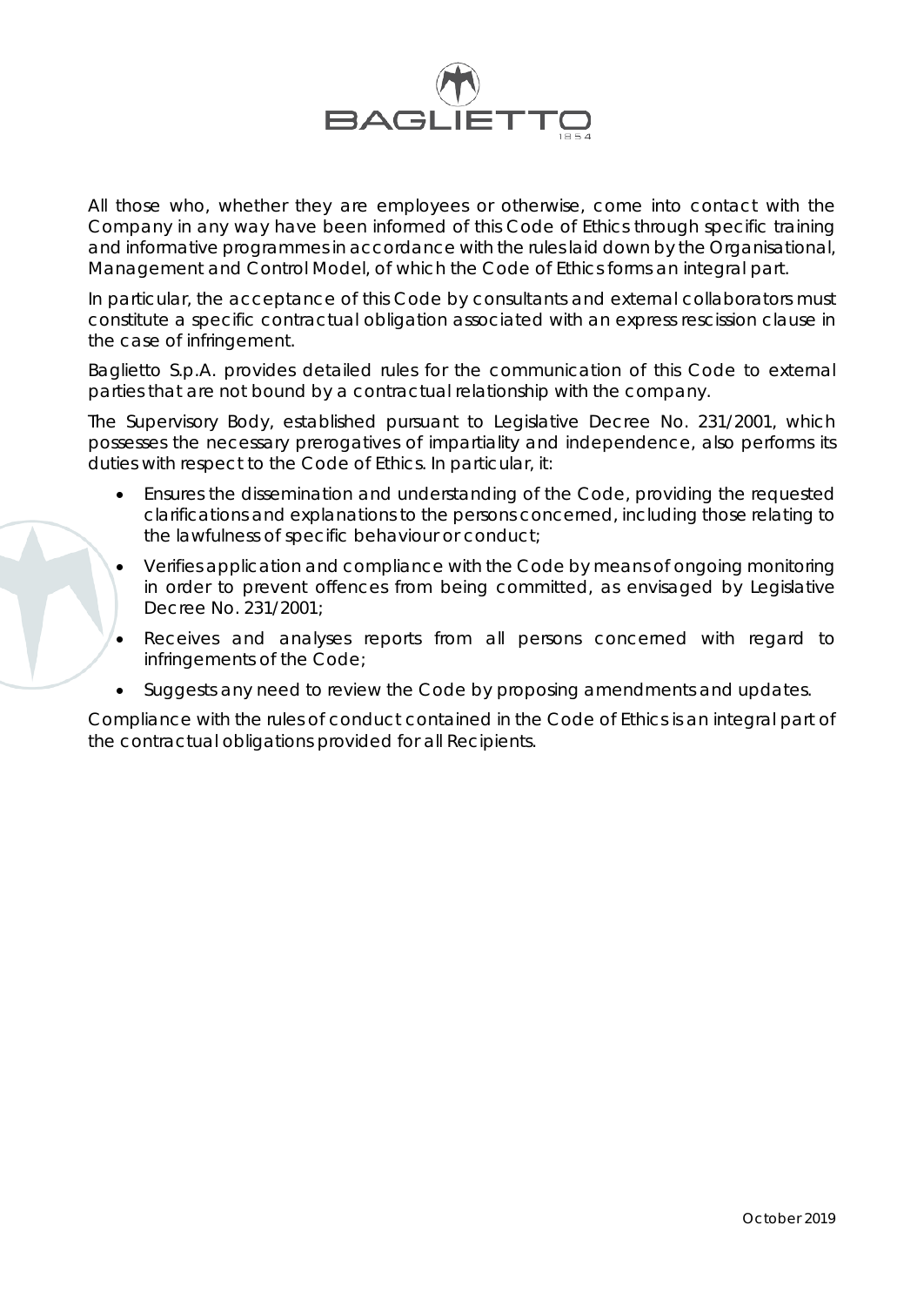All those who, whether they are employees or otherwise, come into contact with the Company in any way have been informed of this Code of Ethics through specific training and informative programmes in accordance with the rules laid down by the Organisational, Management and Control Model, of which the Code of Ethics forms an integral part.

In particular, the acceptance of this Code by consultants and external collaborators must constitute a specific contractual obligation associated with an express rescission clause in the case of infringement.

Baglietto S.p.A. provides detailed rules for the communication of this Code to external parties that are not bound by a contractual relationship with the company.

The Supervisory Body, established pursuant to Legislative Decree No. 231/2001, which possesses the necessary prerogatives of impartiality and independence, also performs its duties with respect to the Code of Ethics. In particular, it:

- Ensures the dissemination and understanding of the Code, providing the requested clarifications and explanations to the persons concerned, including those relating to the lawfulness of specific behaviour or conduct;
- Verifies application and compliance with the Code by means of ongoing monitoring in order to prevent offences from being committed, as envisaged by Legislative Decree No. 231/2001;
- Receives and analyses reports from all persons concerned with regard to infringements of the Code;
- Suggests any need to review the Code by proposing amendments and updates.

Compliance with the rules of conduct contained in the Code of Ethics is an integral part of the contractual obligations provided for all Recipients.